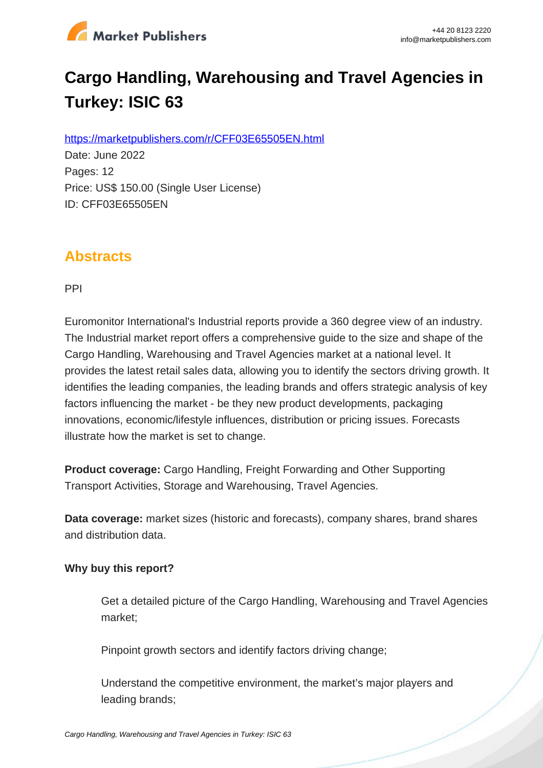# Cargo Handling, Warehousing and Travel Agencies in Turkey: ISIC 63

https://marketpublishers.com/r/CFF03E65505EN.html

Date: June 2022

Pages: 12

Price: US$ 150.00 (Single User License)

ID: CFF03E65505EN

## Abstracts

PPI

Euromonitor International's Industrial reports provide a 360 degree view of an industry. The Industrial market report offers a comprehensive guide to the size and shape of the Cargo Handling, Warehousing and Travel Agencies market at a national level. It provides the latest retail sales data, allowing you to identify the sectors driving growth. It identifies the leading companies, the leading brands and offers strategic analysis of key factors influencing the market - be they new product developments, packaging innovations, economic/lifestyle influences, distribution or pricing issues. Forecasts illustrate how the market is set to change.

**Product coverage:** Cargo Handling, Freight Forwarding and Other Supporting Transport Activities, Storage and Warehousing, Travel Agencies.

**Data coverage:** market sizes (historic and forecasts), company shares, brand shares and distribution data.

**Why buy this report?**

- Get a detailed picture of the Cargo Handling, Warehousing and Travel Agencies market;
- Pinpoint growth sectors and identify factors driving change;
- Understand the competitive environment, the market's major players and leading brands;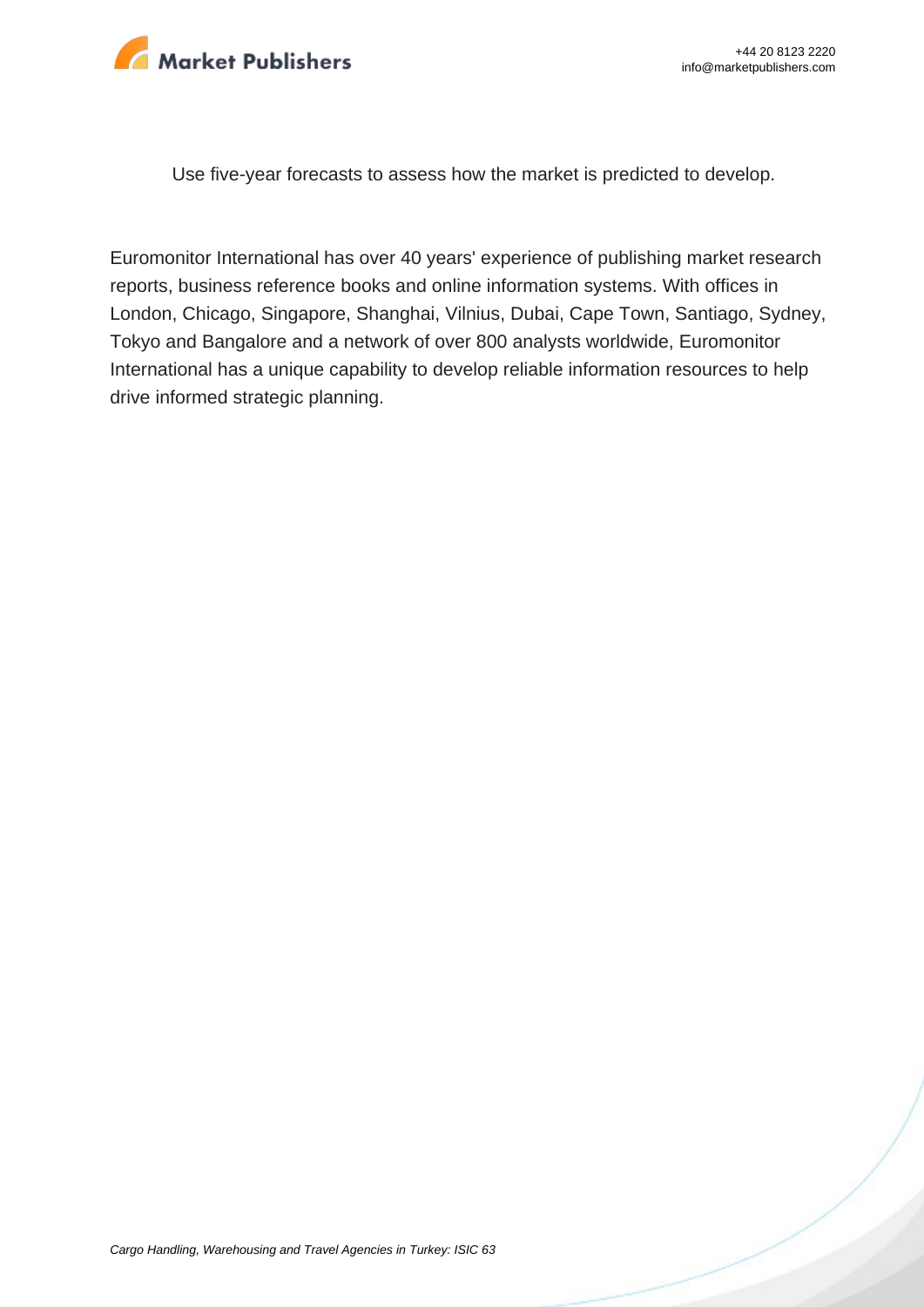Use five-year forecasts to assess how the market is predicted to develop.

Euromonitor International has over 40 years' experience of publishing market research reports, business reference books and online information systems. With offices in London, Chicago, Singapore, Shanghai, Vilnius, Dubai, Cape Town, Santiago, Sydney, Tokyo and Bangalore and a network of over 800 analysts worldwide, Euromonitor International has a unique capability to develop reliable information resources to help drive informed strategic planning.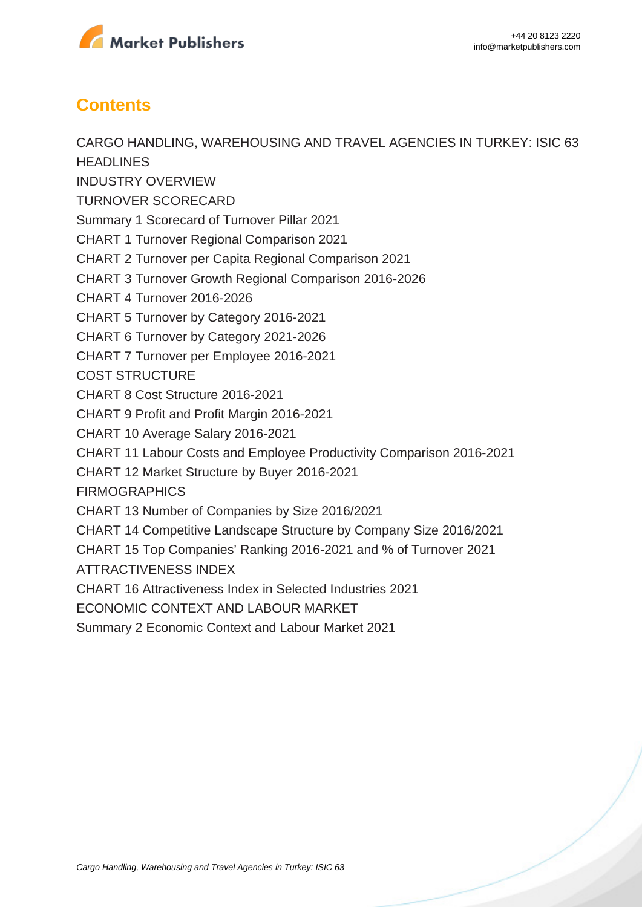## Contents

CARGO HANDLING, WAREHOUSING AND TRAVEL AGENCIES IN TURKEY: ISIC 63
HEADLINES
INDUSTRY OVERVIEW
TURNOVER SCORECARD
Summary 1 Scorecard of Turnover Pillar 2021
CHART 1 Turnover Regional Comparison 2021
CHART 2 Turnover per Capita Regional Comparison 2021
CHART 3 Turnover Growth Regional Comparison 2016-2026
CHART 4 Turnover 2016-2026
CHART 5 Turnover by Category 2016-2021
CHART 6 Turnover by Category 2021-2026
CHART 7 Turnover per Employee 2016-2021
COST STRUCTURE
CHART 8 Cost Structure 2016-2021
CHART 9 Profit and Profit Margin 2016-2021
CHART 10 Average Salary 2016-2021
CHART 11 Labour Costs and Employee Productivity Comparison 2016-2021
CHART 12 Market Structure by Buyer 2016-2021
FIRMOGRAPHICS
CHART 13 Number of Companies by Size 2016/2021
CHART 14 Competitive Landscape Structure by Company Size 2016/2021
CHART 15 Top Companies' Ranking 2016-2021 and % of Turnover 2021
ATTRACTIVENESS INDEX
CHART 16 Attractiveness Index in Selected Industries 2021
ECONOMIC CONTEXT AND LABOUR MARKET
Summary 2 Economic Context and Labour Market 2021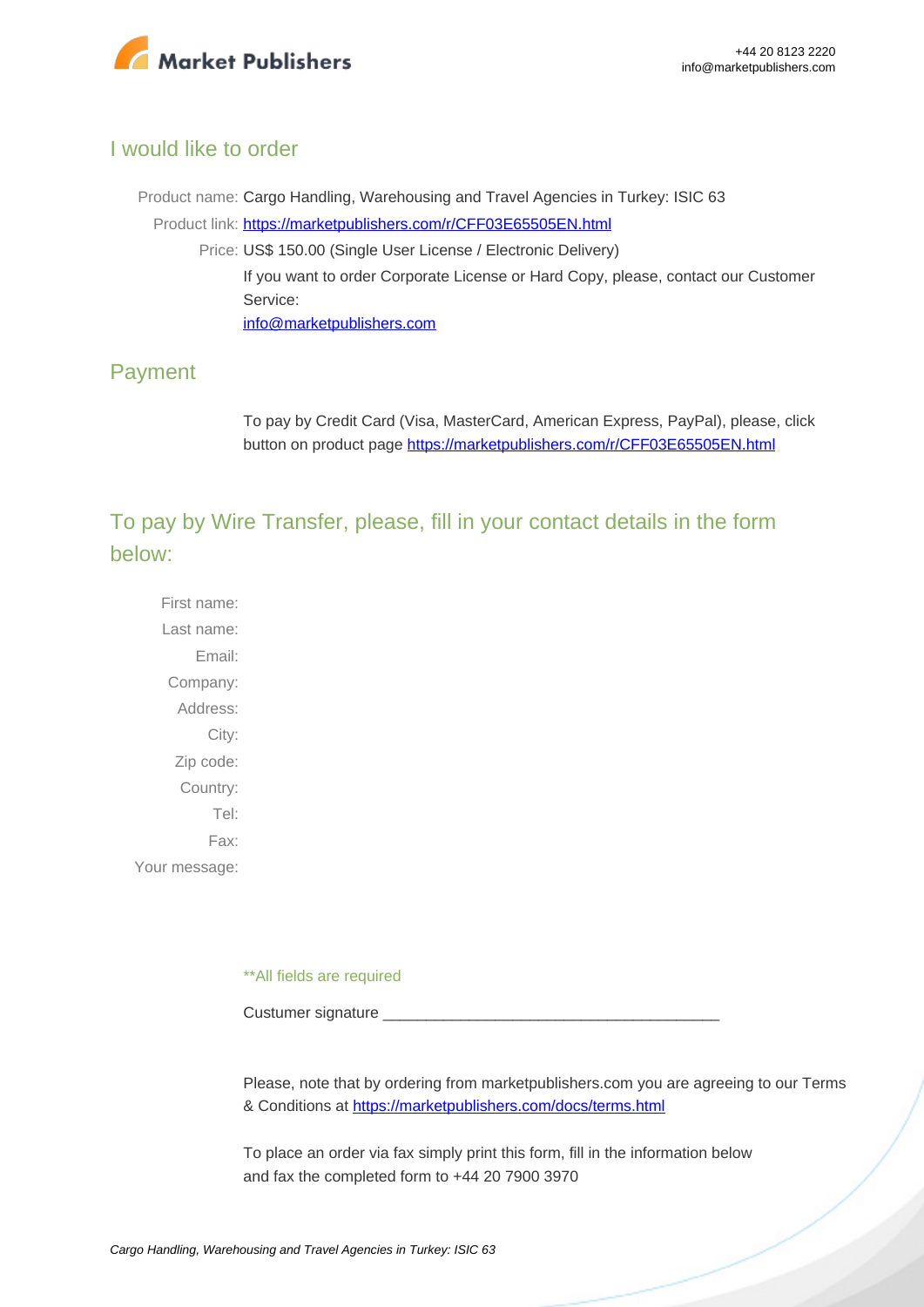## I would like to order

Product name: Cargo Handling, Warehousing and Travel Agencies in Turkey: ISIC 63

Product link: [https://marketpublishers.com/r/CFF03E65505EN.html](https://marketpublishers.com/r/CFF03E65505EN.html)

Price: US$ 150.00 (Single User License / Electronic Delivery)

If you want to order Corporate License or Hard Copy, please, contact our Customer Service:

[info@marketpublishers.com](mailto:info@marketpublishers.com)

## Payment

To pay by Credit Card (Visa, MasterCard, American Express, PayPal), please, click button on product page [https://marketpublishers.com/r/CFF03E65505EN.html](https://marketpublishers.com/r/CFF03E65505EN.html)

## To pay by Wire Transfer, please, fill in your contact details in the form below:

First name:

Last name:

Email:

Company:

Address:

City:

Zip code:

Country:

Tel:

Fax:

Your message:

**All fields are required

Custumer signature _______________________________________

Please, note that by ordering from marketpublishers.com you are agreeing to our Terms & Conditions at [https://marketpublishers.com/docs/terms.html](https://marketpublishers.com/docs/terms.html)

To place an order via fax simply print this form, fill in the information below and fax the completed form to +44 20 7900 3970